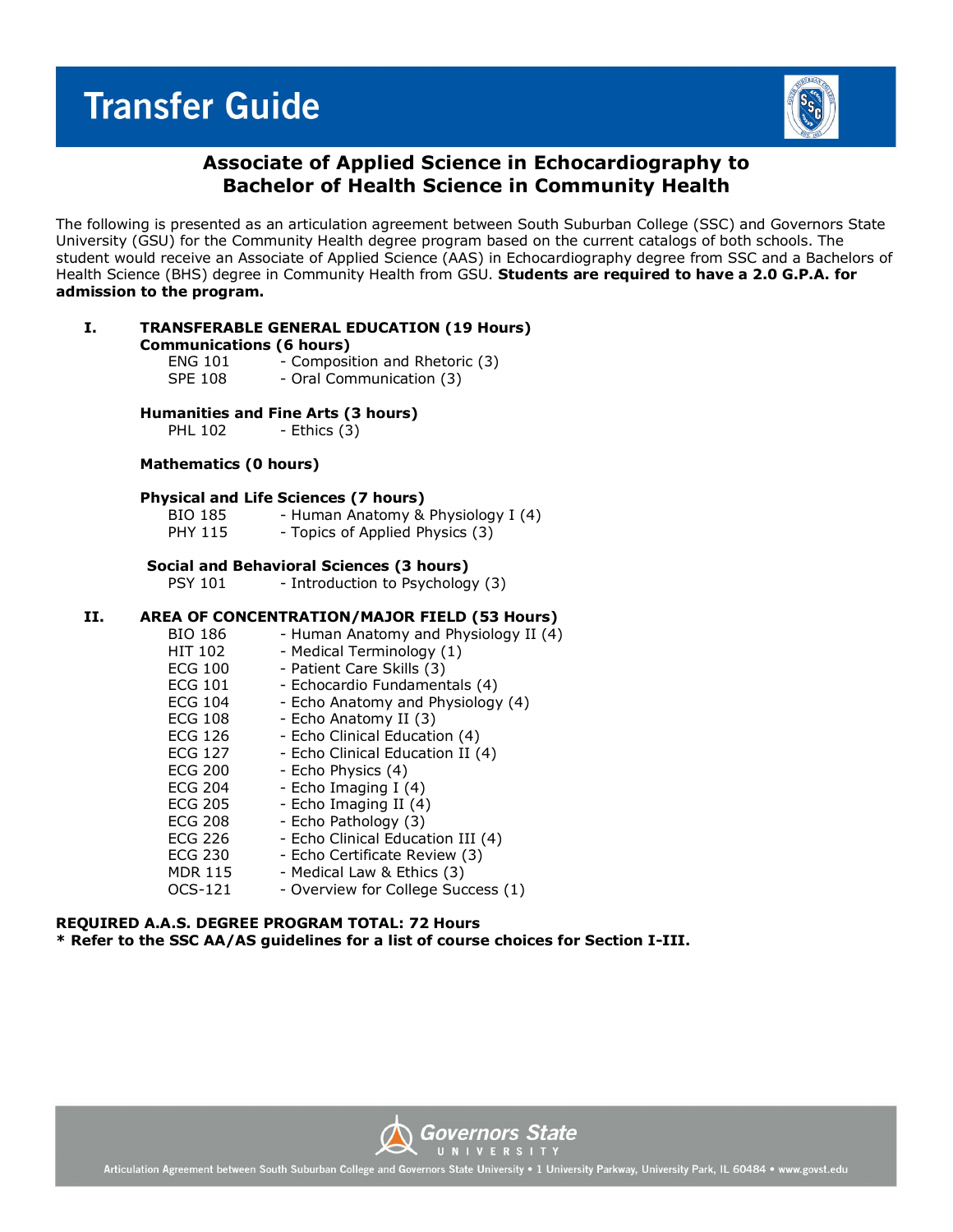# Transfer Guide

## Associate of Applied Science in Echocardiography to Bachelor of Health Science in Community Health

The following is presented as an articulation agreement between South Suburban College (SSC) and Governors State University (GSU) for the Community Health degree program based on the current catalogs of both schools. The student would receive an Associate of Applied Science (AAS) in Echocardiography degree from SSC and a Bachelors of Health Science (BHS) degree in Community Health from GSU. **Students are required to have a 2.0 G.P.A. for admission to the program.**

### I. TRANSFERABLE GENERAL EDUCATION (19 Hours)

**Communications (6 hours)**

- ENG 101 - Composition and Rhetoric (3)
- SPE 108 - Oral Communication (3)

**Humanities and Fine Arts (3 hours)**

- PHL 102 - Ethics (3)

**Mathematics (0 hours)**

**Physical and Life Sciences (7 hours)**

- BIO 185 - Human Anatomy & Physiology I (4)
- PHY 115 - Topics of Applied Physics (3)

**Social and Behavioral Sciences (3 hours)**

- PSY 101 - Introduction to Psychology (3)

### II. AREA OF CONCENTRATION/MAJOR FIELD (53 Hours)

- BIO 186 - Human Anatomy and Physiology II (4)
- HIT 102 - Medical Terminology (1)
- ECG 100 - Patient Care Skills (3)
- ECG 101 - Echocardio Fundamentals (4)
- ECG 104 - Echo Anatomy and Physiology (4)
- ECG 108 - Echo Anatomy II (3)
- ECG 126 - Echo Clinical Education (4)
- ECG 127 - Echo Clinical Education II (4)
- ECG 200 - Echo Physics (4)
- ECG 204 - Echo Imaging I (4)
- ECG 205 - Echo Imaging II (4)
- ECG 208 - Echo Pathology (3)
- ECG 226 - Echo Clinical Education III (4)
- ECG 230 - Echo Certificate Review (3)
- MDR 115 - Medical Law & Ethics (3)
- OCS-121 - Overview for College Success (1)

**REQUIRED A.A.S. DEGREE PROGRAM TOTAL: 72 Hours**

**\* Refer to the SSC AA/AS guidelines for a list of course choices for Section I-III.**

Articulation Agreement between South Suburban College and Governors State University • 1 University Parkway, University Park, IL 60484 • www.govst.edu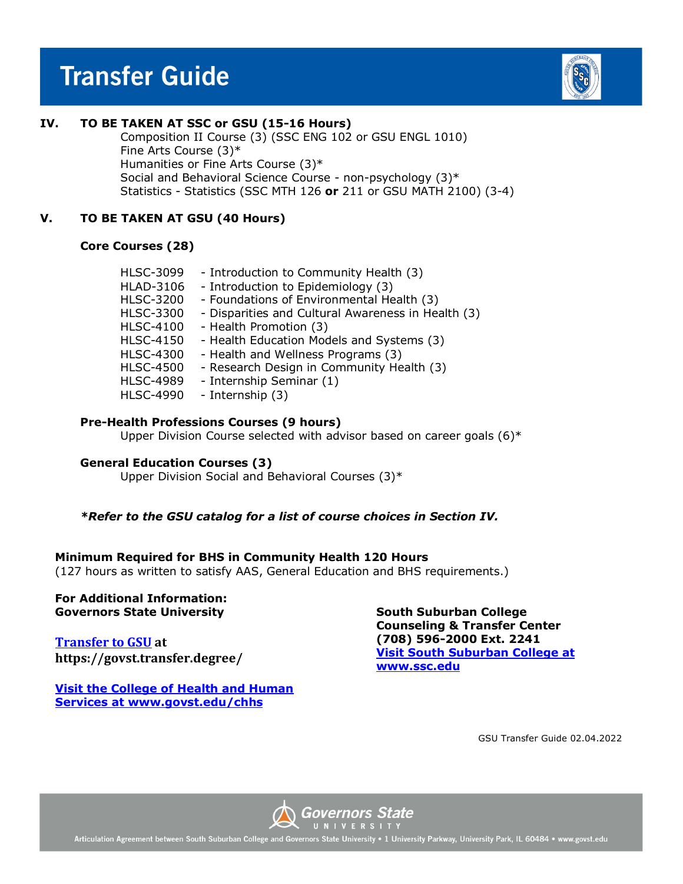# Transfer Guide

## IV. TO BE TAKEN AT SSC or GSU (15-16 Hours)

Composition II Course (3) (SSC ENG 102 or GSU ENGL 1010)
Fine Arts Course (3)*
Humanities or Fine Arts Course (3)*
Social and Behavioral Science Course - non-psychology (3)*
Statistics - Statistics (SSC MTH 126 **or** 211 or GSU MATH 2100) (3-4)

## V. TO BE TAKEN AT GSU (40 Hours)

### Core Courses (28)

| | |
|---|---|
| HLSC-3099 | - Introduction to Community Health (3) |
| HLAD-3106 | - Introduction to Epidemiology (3) |
| HLSC-3200 | - Foundations of Environmental Health (3) |
| HLSC-3300 | - Disparities and Cultural Awareness in Health (3) |
| HLSC-4100 | - Health Promotion (3) |
| HLSC-4150 | - Health Education Models and Systems (3) |
| HLSC-4300 | - Health and Wellness Programs (3) |
| HLSC-4500 | - Research Design in Community Health (3) |
| HLSC-4989 | - Internship Seminar (1) |
| HLSC-4990 | - Internship (3) |

### Pre-Health Professions Courses (9 hours)

Upper Division Course selected with advisor based on career goals (6)*

### General Education Courses (3)

Upper Division Social and Behavioral Courses (3)*

***Refer to the GSU catalog for a list of course choices in Section IV.***

**Minimum Required for BHS in Community Health 120 Hours**
(127 hours as written to satisfy AAS, General Education and BHS requirements.)

**For Additional Information:**
**Governors State University**

**Transfer to GSU at https://govst.transfer.degree/**

**Visit the College of Health and Human Services at www.govst.edu/chhs**

**South Suburban College**
**Counseling & Transfer Center**
**(708) 596-2000 Ext. 2241**
**Visit South Suburban College at www.ssc.edu**

GSU Transfer Guide 02.04.2022

Governors State University

Articulation Agreement between South Suburban College and Governors State University • 1 University Parkway, University Park, IL 60484 • www.govst.edu